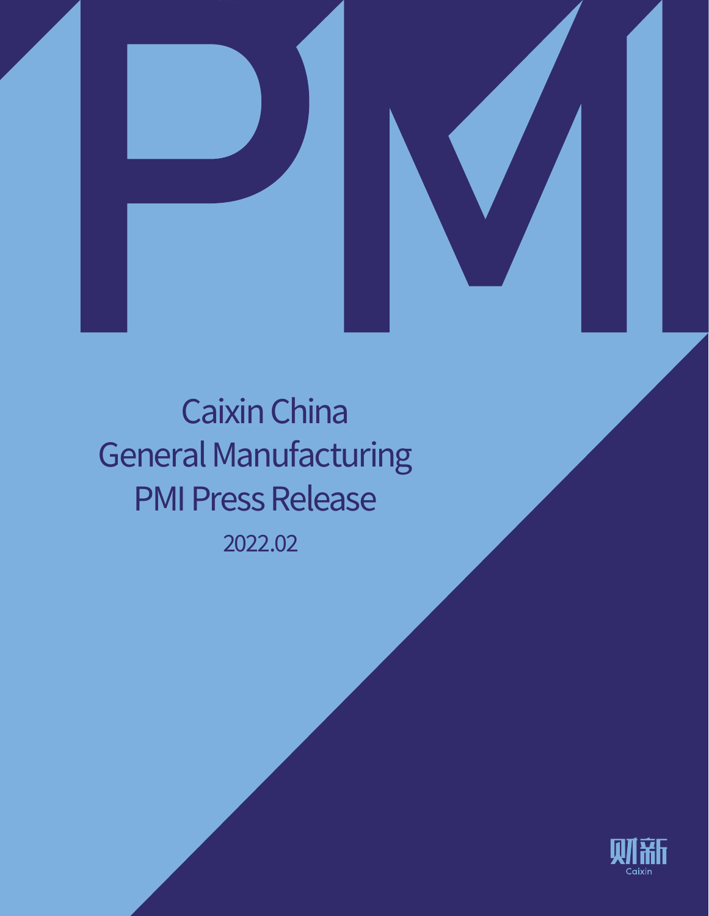# Caixin China General Manufacturing PMI Press Release

2022.02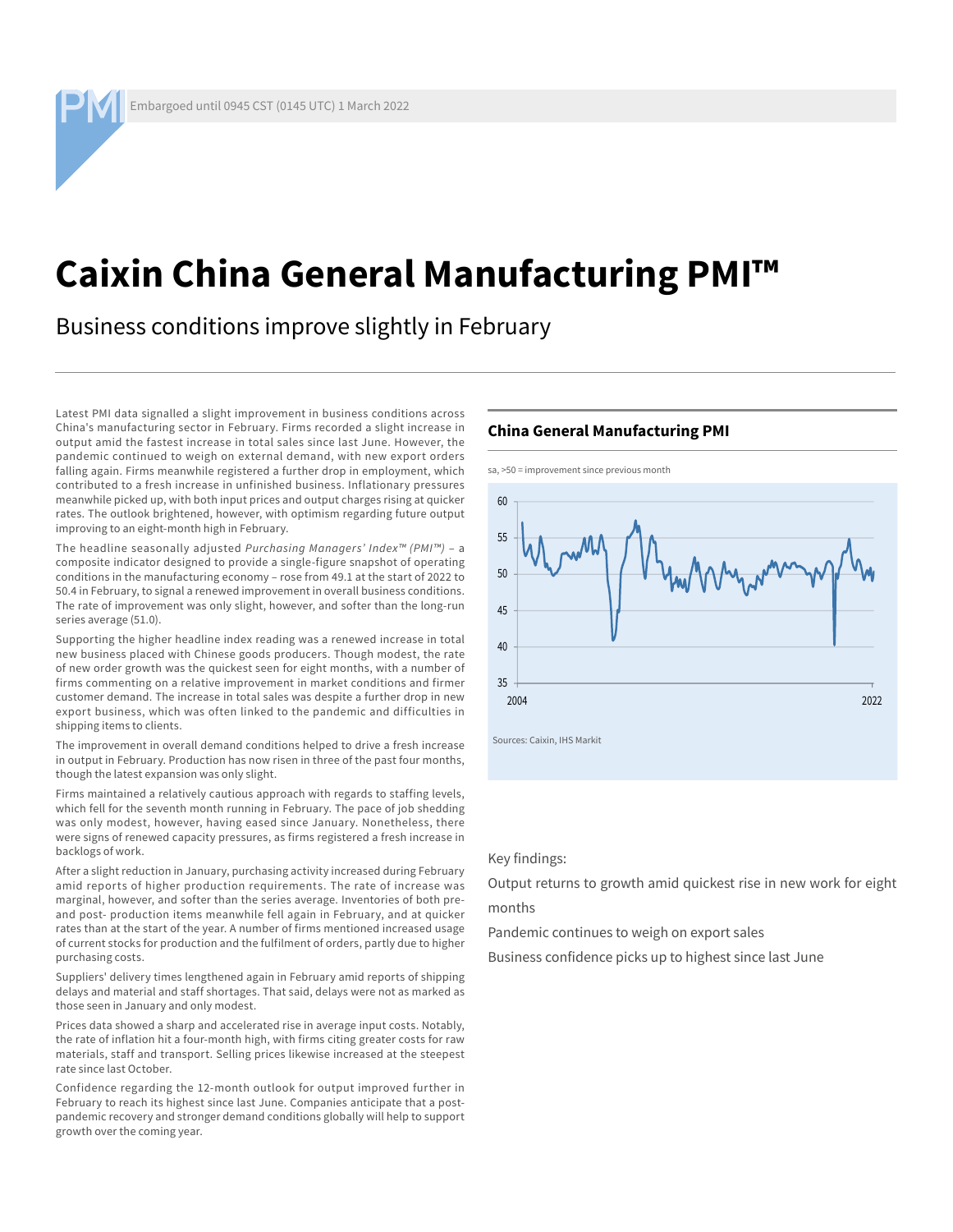Embargoed until 0945 CST (0145 UTC) 1 March 2022

# Caixin China General Manufacturing PMI™

## Business conditions improve slightly in February

Latest PMI data signalled a slight improvement in business conditions across China's manufacturing sector in February. Firms recorded a slight increase in output amid the fastest increase in total sales since last June. However, the pandemic continued to weigh on external demand, with new export orders falling again. Firms meanwhile registered a further drop in employment, which contributed to a fresh increase in unfinished business. Inflationary pressures meanwhile picked up, with both input prices and output charges rising at quicker rates. The outlook brightened, however, with optimism regarding future output improving to an eight-month high in February.

The headline seasonally adjusted *Purchasing Managers' Index™ (PMI™)* – a composite indicator designed to provide a single-figure snapshot of operating conditions in the manufacturing economy – rose from 49.1 at the start of 2022 to 50.4 in February, to signal a renewed improvement in overall business conditions. The rate of improvement was only slight, however, and softer than the long-run series average (51.0).

Supporting the higher headline index reading was a renewed increase in total new business placed with Chinese goods producers. Though modest, the rate of new order growth was the quickest seen for eight months, with a number of firms commenting on a relative improvement in market conditions and firmer customer demand. The increase in total sales was despite a further drop in new export business, which was often linked to the pandemic and difficulties in shipping items to clients.

The improvement in overall demand conditions helped to drive a fresh increase in output in February. Production has now risen in three of the past four months, though the latest expansion was only slight.

Firms maintained a relatively cautious approach with regards to staffing levels, which fell for the seventh month running in February. The pace of job shedding was only modest, however, having eased since January. Nonetheless, there were signs of renewed capacity pressures, as firms registered a fresh increase in backlogs of work.

After a slight reduction in January, purchasing activity increased during February amid reports of higher production requirements. The rate of increase was marginal, however, and softer than the series average. Inventories of both pre- and post- production items meanwhile fell again in February, and at quicker rates than at the start of the year. A number of firms mentioned increased usage of current stocks for production and the fulfilment of orders, partly due to higher purchasing costs.

Suppliers' delivery times lengthened again in February amid reports of shipping delays and material and staff shortages. That said, delays were not as marked as those seen in January and only modest.

Prices data showed a sharp and accelerated rise in average input costs. Notably, the rate of inflation hit a four-month high, with firms citing greater costs for raw materials, staff and transport. Selling prices likewise increased at the steepest rate since last October.

Confidence regarding the 12-month outlook for output improved further in February to reach its highest since last June. Companies anticipate that a post-pandemic recovery and stronger demand conditions globally will help to support growth over the coming year.

### China General Manufacturing PMI

sa, >50 = improvement since previous month

Sources: Caixin, IHS Markit

Key findings:

Output returns to growth amid quickest rise in new work for eight months

Pandemic continues to weigh on export sales

Business confidence picks up to highest since last June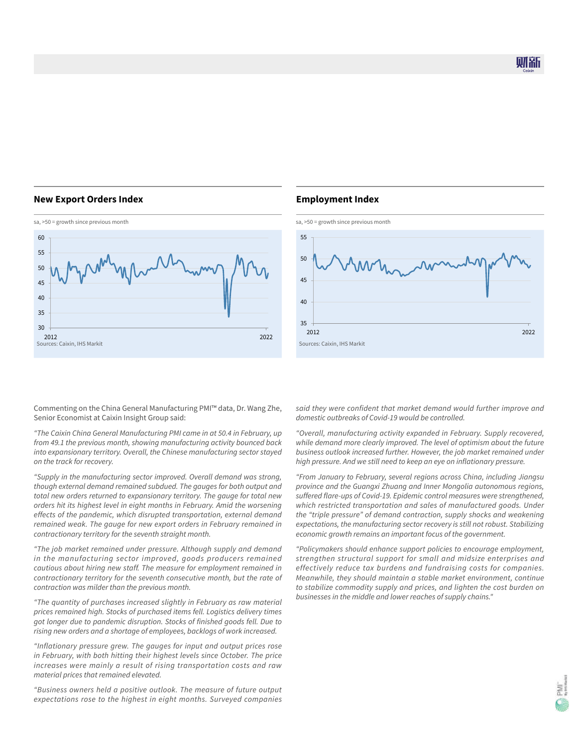## New Export Orders Index

sa, >50 = growth since previous month

Sources: Caixin, IHS Markit

## Employment Index

sa, >50 = growth since previous month

Sources: Caixin, IHS Markit

Commenting on the China General Manufacturing PMI™ data, Dr. Wang Zhe, Senior Economist at Caixin Insight Group said:

*"The Caixin China General Manufacturing PMI came in at 50.4 in February, up from 49.1 the previous month, showing manufacturing activity bounced back into expansionary territory. Overall, the Chinese manufacturing sector stayed on the track for recovery.*

*"Supply in the manufacturing sector improved. Overall demand was strong, though external demand remained subdued. The gauges for both output and total new orders returned to expansionary territory. The gauge for total new orders hit its highest level in eight months in February. Amid the worsening effects of the pandemic, which disrupted transportation, external demand remained weak. The gauge for new export orders in February remained in contractionary territory for the seventh straight month.*

*"The job market remained under pressure. Although supply and demand in the manufacturing sector improved, goods producers remained cautious about hiring new staff. The measure for employment remained in contractionary territory for the seventh consecutive month, but the rate of contraction was milder than the previous month.*

*"The quantity of purchases increased slightly in February as raw material prices remained high. Stocks of purchased items fell. Logistics delivery times got longer due to pandemic disruption. Stocks of finished goods fell. Due to rising new orders and a shortage of employees, backlogs of work increased.*

*"Inflationary pressure grew. The gauges for input and output prices rose in February, with both hitting their highest levels since October. The price increases were mainly a result of rising transportation costs and raw material prices that remained elevated.*

*"Business owners held a positive outlook. The measure of future output expectations rose to the highest in eight months. Surveyed companies said they were confident that market demand would further improve and domestic outbreaks of Covid-19 would be controlled.*

*"Overall, manufacturing activity expanded in February. Supply recovered, while demand more clearly improved. The level of optimism about the future business outlook increased further. However, the job market remained under high pressure. And we still need to keep an eye on inflationary pressure.*

*"From January to February, several regions across China, including Jiangsu province and the Guangxi Zhuang and Inner Mongolia autonomous regions, suffered flare-ups of Covid-19. Epidemic control measures were strengthened, which restricted transportation and sales of manufactured goods. Under the "triple pressure" of demand contraction, supply shocks and weakening expectations, the manufacturing sector recovery is still not robust. Stabilizing economic growth remains an important focus of the government.*

*"Policymakers should enhance support policies to encourage employment, strengthen structural support for small and midsize enterprises and effectively reduce tax burdens and fundraising costs for companies. Meanwhile, they should maintain a stable market environment, continue to stabilize commodity supply and prices, and lighten the cost burden on businesses in the middle and lower reaches of supply chains."*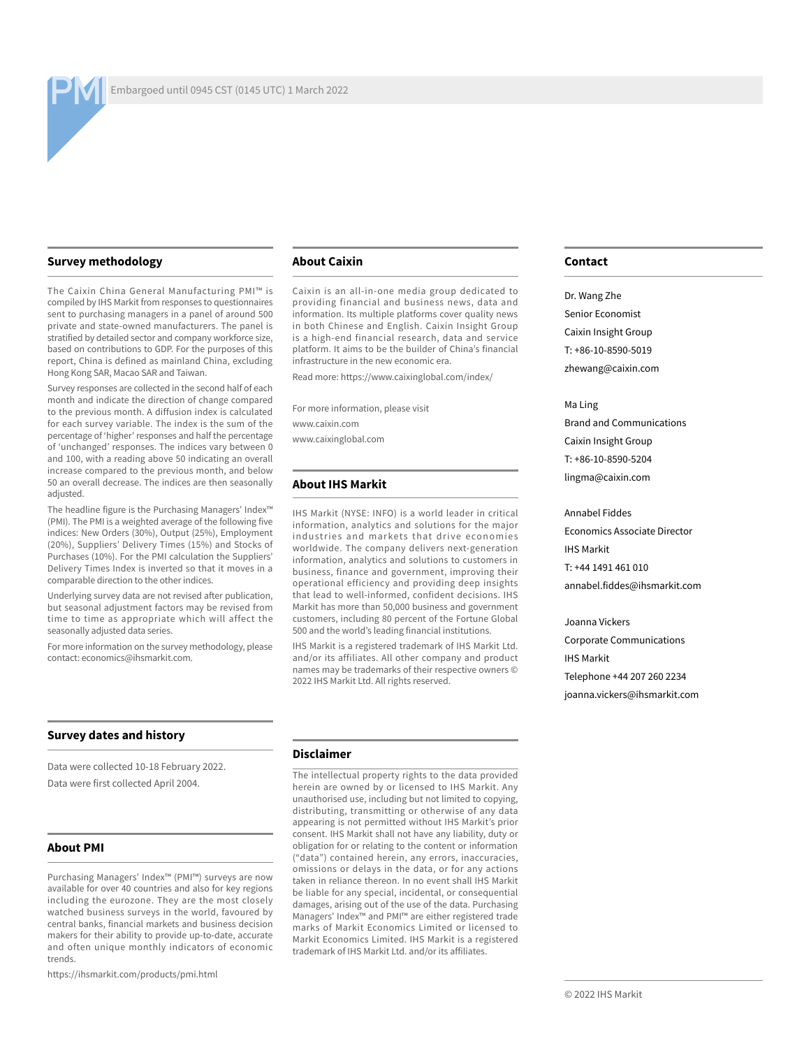## Survey methodology

The Caixin China General Manufacturing PMI™ is compiled by IHS Markit from responses to questionnaires sent to purchasing managers in a panel of around 500 private and state-owned manufacturers. The panel is stratified by detailed sector and company workforce size, based on contributions to GDP. For the purposes of this report, China is defined as mainland China, excluding Hong Kong SAR, Macao SAR and Taiwan.

Survey responses are collected in the second half of each month and indicate the direction of change compared to the previous month. A diffusion index is calculated for each survey variable. The index is the sum of the percentage of 'higher' responses and half the percentage of 'unchanged' responses. The indices vary between 0 and 100, with a reading above 50 indicating an overall increase compared to the previous month, and below 50 an overall decrease. The indices are then seasonally adjusted.

The headline figure is the Purchasing Managers' Index™ (PMI). The PMI is a weighted average of the following five indices: New Orders (30%), Output (25%), Employment (20%), Suppliers' Delivery Times (15%) and Stocks of Purchases (10%). For the PMI calculation the Suppliers' Delivery Times Index is inverted so that it moves in a comparable direction to the other indices.

Underlying survey data are not revised after publication, but seasonal adjustment factors may be revised from time to time as appropriate which will affect the seasonally adjusted data series.

For more information on the survey methodology, please contact: economics@ihsmarkit.com.

## Survey dates and history

Data were collected 10-18 February 2022.

Data were first collected April 2004.

## About PMI

Purchasing Managers' Index™ (PMI™) surveys are now available for over 40 countries and also for key regions including the eurozone. They are the most closely watched business surveys in the world, favoured by central banks, financial markets and business decision makers for their ability to provide up-to-date, accurate and often unique monthly indicators of economic trends.

https://ihsmarkit.com/products/pmi.html

## About Caixin

Caixin is an all-in-one media group dedicated to providing financial and business news, data and information. Its multiple platforms cover quality news in both Chinese and English. Caixin Insight Group is a high-end financial research, data and service platform. It aims to be the builder of China's financial infrastructure in the new economic era.

Read more: https://www.caixinglobal.com/index/

For more information, please visit

www.caixin.com

www.caixinglobal.com

## About IHS Markit

IHS Markit (NYSE: INFO) is a world leader in critical information, analytics and solutions for the major industries and markets that drive economies worldwide. The company delivers next-generation information, analytics and solutions to customers in business, finance and government, improving their operational efficiency and providing deep insights that lead to well-informed, confident decisions. IHS Markit has more than 50,000 business and government customers, including 80 percent of the Fortune Global 500 and the world's leading financial institutions.

IHS Markit is a registered trademark of IHS Markit Ltd. and/or its affiliates. All other company and product names may be trademarks of their respective owners © 2022 IHS Markit Ltd. All rights reserved.

## Disclaimer

The intellectual property rights to the data provided herein are owned by or licensed to IHS Markit. Any unauthorised use, including but not limited to copying, distributing, transmitting or otherwise of any data appearing is not permitted without IHS Markit's prior consent. IHS Markit shall not have any liability, duty or obligation for or relating to the content or information ("data") contained herein, any errors, inaccuracies, omissions or delays in the data, or for any actions taken in reliance thereon. In no event shall IHS Markit be liable for any special, incidental, or consequential damages, arising out of the use of the data. Purchasing Managers' Index™ and PMI™ are either registered trade marks of Markit Economics Limited or licensed to Markit Economics Limited. IHS Markit is a registered trademark of IHS Markit Ltd. and/or its affiliates.

## Contact

Dr. Wang Zhe
Senior Economist
Caixin Insight Group
T: +86-10-8590-5019
zhewang@caixin.com

Ma Ling
Brand and Communications
Caixin Insight Group
T: +86-10-8590-5204
lingma@caixin.com

Annabel Fiddes
Economics Associate Director
IHS Markit
T: +44 1491 461 010
annabel.fiddes@ihsmarkit.com

Joanna Vickers
Corporate Communications
IHS Markit
Telephone +44 207 260 2234
joanna.vickers@ihsmarkit.com

© 2022 IHS Markit